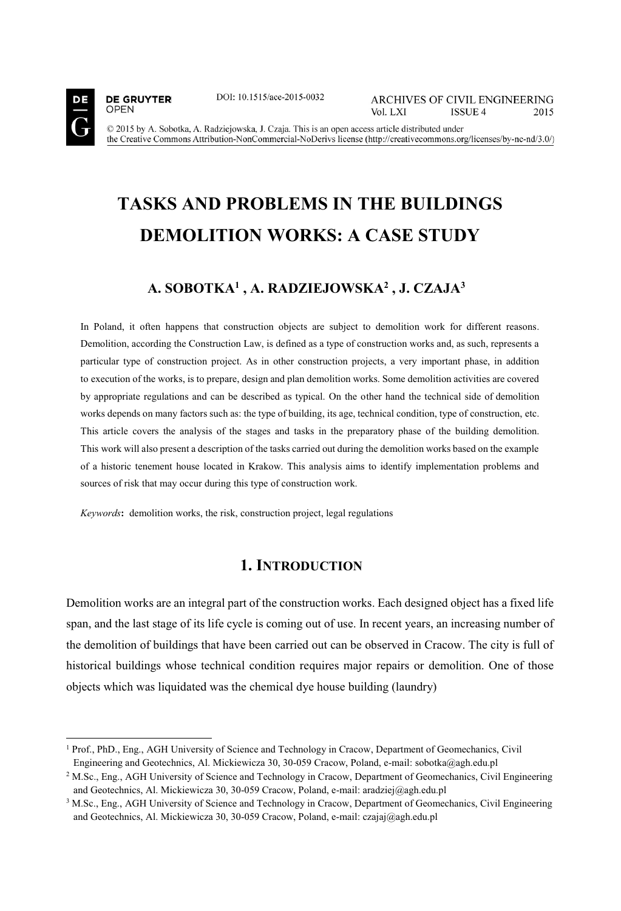DOI: 10.1515/ace-2015-0032

© 2015 by A. Sobotka, A. Radziejowska, J. Czaja. This is an open access article distributed under the Creative Commons Attribution-NonCommercial-NoDerivs license (http://creativecommons.org/licenses/by-nc-nd/3.0/)

# TASKS AND PROBLEMS IN THE BUILDINGS DEMOLITION WORKS: A CASE STUDY

**A. SOBOTKA[1] , A. RADZIEJOWSKA[2] , J. CZAJA[3]**

In Poland, it often happens that construction objects are subject to demolition work for different reasons. Demolition, according the Construction Law, is defined as a type of construction works and, as such, represents a particular type of construction project. As in other construction projects, a very important phase, in addition to execution of the works, is to prepare, design and plan demolition works. Some demolition activities are covered by appropriate regulations and can be described as typical. On the other hand the technical side of demolition works depends on many factors such as: the type of building, its age, technical condition, type of construction, etc. This article covers the analysis of the stages and tasks in the preparatory phase of the building demolition. This work will also present a description of the tasks carried out during the demolition works based on the example of a historic tenement house located in Krakow. This analysis aims to identify implementation problems and sources of risk that may occur during this type of construction work.

*Keywords*: demolition works, the risk, construction project, legal regulations

## 1. Introduction

Demolition works are an integral part of the construction works. Each designed object has a fixed life span, and the last stage of its life cycle is coming out of use. In recent years, an increasing number of the demolition of buildings that have been carried out can be observed in Cracow. The city is full of historical buildings whose technical condition requires major repairs or demolition. One of those objects which was liquidated was the chemical dye house building (laundry)

---

[1] Prof., PhD., Eng., AGH University of Science and Technology in Cracow, Department of Geomechanics, Civil Engineering and Geotechnics, Al. Mickiewicza 30, 30-059 Cracow, Poland, e-mail: sobotka@agh.edu.pl

[2] M.Sc., Eng., AGH University of Science and Technology in Cracow, Department of Geomechanics, Civil Engineering and Geotechnics, Al. Mickiewicza 30, 30-059 Cracow, Poland, e-mail: aradziej@agh.edu.pl

[3] M.Sc., Eng., AGH University of Science and Technology in Cracow, Department of Geomechanics, Civil Engineering and Geotechnics, Al. Mickiewicza 30, 30-059 Cracow, Poland, e-mail: czajaj@agh.edu.pl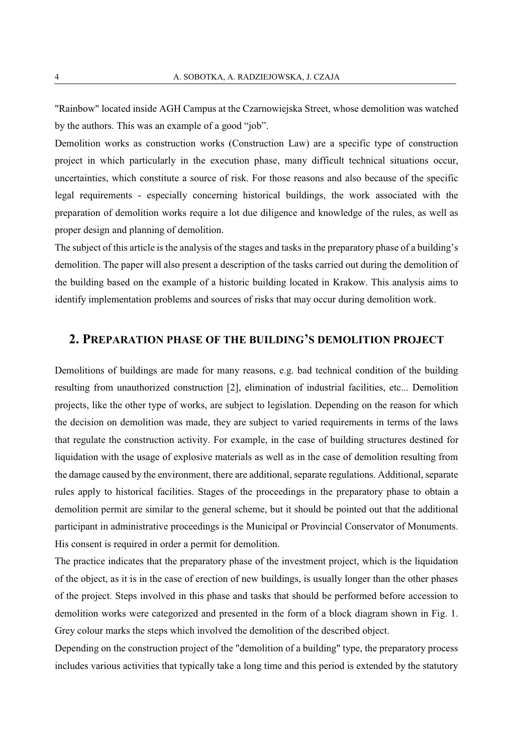"Rainbow" located inside AGH Campus at the Czarnowiejska Street, whose demolition was watched by the authors. This was an example of a good "job".

Demolition works as construction works (Construction Law) are a specific type of construction project in which particularly in the execution phase, many difficult technical situations occur, uncertainties, which constitute a source of risk. For those reasons and also because of the specific legal requirements - especially concerning historical buildings, the work associated with the preparation of demolition works require a lot due diligence and knowledge of the rules, as well as proper design and planning of demolition.

The subject of this article is the analysis of the stages and tasks in the preparatory phase of a building's demolition. The paper will also present a description of the tasks carried out during the demolition of the building based on the example of a historic building located in Krakow. This analysis aims to identify implementation problems and sources of risks that may occur during demolition work.

## 2. Preparation phase of the building's demolition project

Demolitions of buildings are made for many reasons, e.g. bad technical condition of the building resulting from unauthorized construction [2], elimination of industrial facilities, etc... Demolition projects, like the other type of works, are subject to legislation. Depending on the reason for which the decision on demolition was made, they are subject to varied requirements in terms of the laws that regulate the construction activity. For example, in the case of building structures destined for liquidation with the usage of explosive materials as well as in the case of demolition resulting from the damage caused by the environment, there are additional, separate regulations. Additional, separate rules apply to historical facilities. Stages of the proceedings in the preparatory phase to obtain a demolition permit are similar to the general scheme, but it should be pointed out that the additional participant in administrative proceedings is the Municipal or Provincial Conservator of Monuments. His consent is required in order a permit for demolition.

The practice indicates that the preparatory phase of the investment project, which is the liquidation of the object, as it is in the case of erection of new buildings, is usually longer than the other phases of the project. Steps involved in this phase and tasks that should be performed before accession to demolition works were categorized and presented in the form of a block diagram shown in Fig. 1. Grey colour marks the steps which involved the demolition of the described object.

Depending on the construction project of the "demolition of a building" type, the preparatory process includes various activities that typically take a long time and this period is extended by the statutory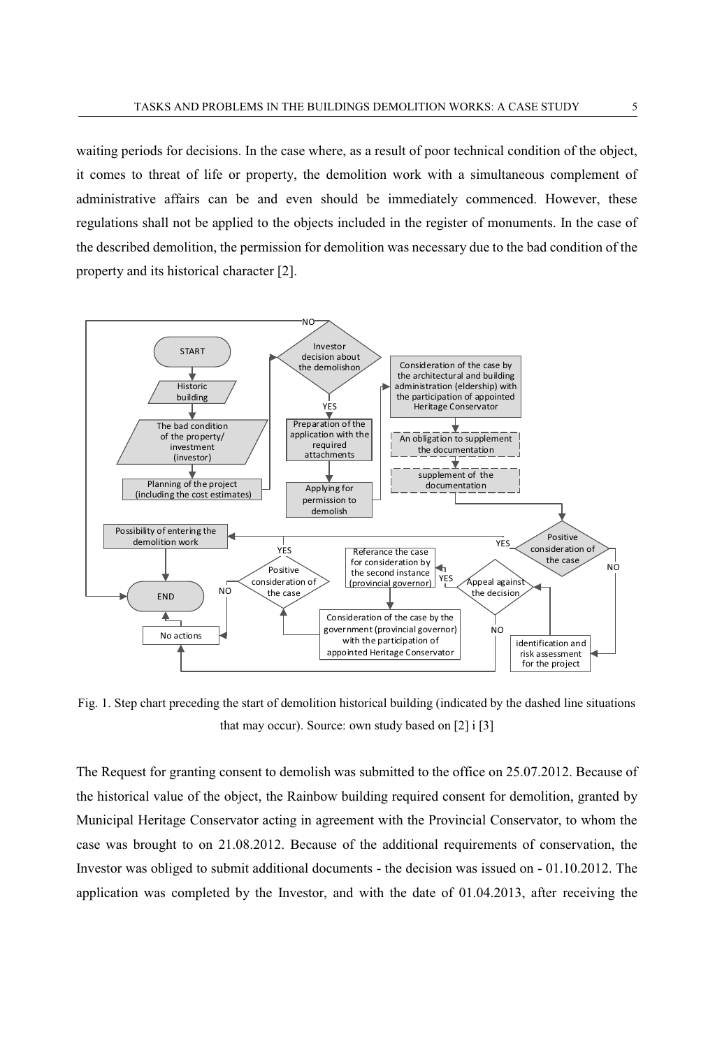waiting periods for decisions. In the case where, as a result of poor technical condition of the object, it comes to threat of life or property, the demolition work with a simultaneous complement of administrative affairs can be and even should be immediately commenced. However, these regulations shall not be applied to the objects included in the register of monuments. In the case of the described demolition, the permission for demolition was necessary due to the bad condition of the property and its historical character [2].

Fig. 1. Step chart preceding the start of demolition historical building (indicated by the dashed line situations that may occur). Source: own study based on [2] i [3]

The Request for granting consent to demolish was submitted to the office on 25.07.2012. Because of the historical value of the object, the Rainbow building required consent for demolition, granted by Municipal Heritage Conservator acting in agreement with the Provincial Conservator, to whom the case was brought to on 21.08.2012. Because of the additional requirements of conservation, the Investor was obliged to submit additional documents - the decision was issued on - 01.10.2012. The application was completed by the Investor, and with the date of 01.04.2013, after receiving the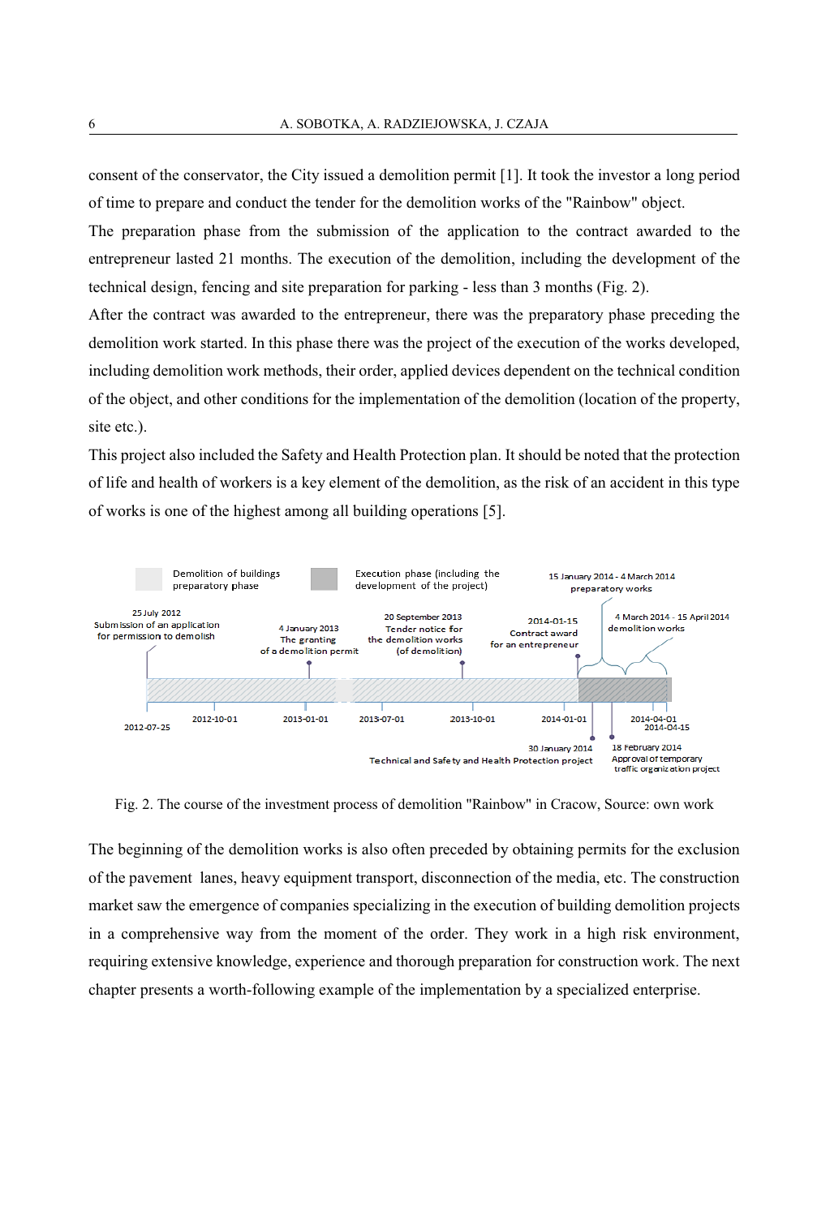consent of the conservator, the City issued a demolition permit [1]. It took the investor a long period of time to prepare and conduct the tender for the demolition works of the "Rainbow" object.

The preparation phase from the submission of the application to the contract awarded to the entrepreneur lasted 21 months. The execution of the demolition, including the development of the technical design, fencing and site preparation for parking - less than 3 months (Fig. 2).

After the contract was awarded to the entrepreneur, there was the preparatory phase preceding the demolition work started. In this phase there was the project of the execution of the works developed, including demolition work methods, their order, applied devices dependent on the technical condition of the object, and other conditions for the implementation of the demolition (location of the property, site etc.).

This project also included the Safety and Health Protection plan. It should be noted that the protection of life and health of workers is a key element of the demolition, as the risk of an accident in this type of works is one of the highest among all building operations [5].

Fig. 2. The course of the investment process of demolition "Rainbow" in Cracow, Source: own work

The beginning of the demolition works is also often preceded by obtaining permits for the exclusion of the pavement lanes, heavy equipment transport, disconnection of the media, etc. The construction market saw the emergence of companies specializing in the execution of building demolition projects in a comprehensive way from the moment of the order. They work in a high risk environment, requiring extensive knowledge, experience and thorough preparation for construction work. The next chapter presents a worth-following example of the implementation by a specialized enterprise.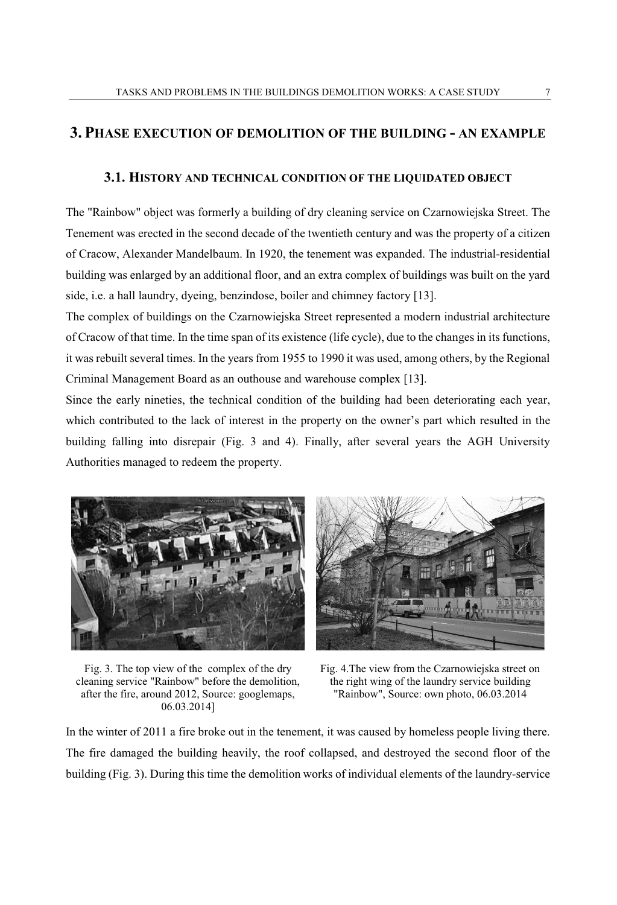## 3. Phase execution of demolition of the building - an example

### 3.1. History and technical condition of the liquidated object

The "Rainbow" object was formerly a building of dry cleaning service on Czarnowiejska Street. The Tenement was erected in the second decade of the twentieth century and was the property of a citizen of Cracow, Alexander Mandelbaum. In 1920, the tenement was expanded. The industrial-residential building was enlarged by an additional floor, and an extra complex of buildings was built on the yard side, i.e. a hall laundry, dyeing, benzindose, boiler and chimney factory [13].

The complex of buildings on the Czarnowiejska Street represented a modern industrial architecture of Cracow of that time. In the time span of its existence (life cycle), due to the changes in its functions, it was rebuilt several times. In the years from 1955 to 1990 it was used, among others, by the Regional Criminal Management Board as an outhouse and warehouse complex [13].

Since the early nineties, the technical condition of the building had been deteriorating each year, which contributed to the lack of interest in the property on the owner's part which resulted in the building falling into disrepair (Fig. 3 and 4). Finally, after several years the AGH University Authorities managed to redeem the property.

Fig. 3. The top view of the complex of the dry cleaning service "Rainbow" before the demolition, after the fire, around 2012, Source: googlemaps, 06.03.2014]

Fig. 4.The view from the Czarnowiejska street on the right wing of the laundry service building "Rainbow", Source: own photo, 06.03.2014

In the winter of 2011 a fire broke out in the tenement, it was caused by homeless people living there. The fire damaged the building heavily, the roof collapsed, and destroyed the second floor of the building (Fig. 3). During this time the demolition works of individual elements of the laundry-service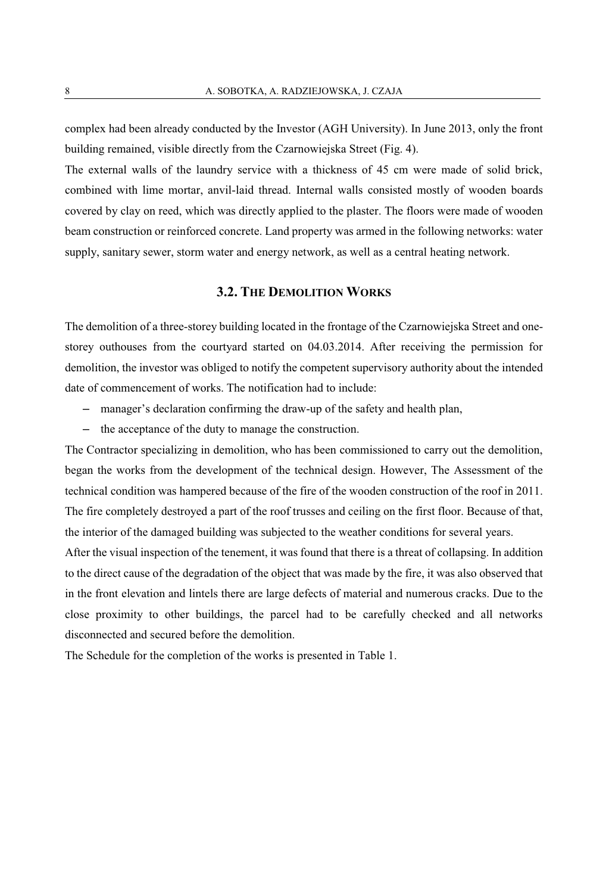complex had been already conducted by the Investor (AGH University). In June 2013, only the front building remained, visible directly from the Czarnowiejska Street (Fig. 4).

The external walls of the laundry service with a thickness of 45 cm were made of solid brick, combined with lime mortar, anvil-laid thread. Internal walls consisted mostly of wooden boards covered by clay on reed, which was directly applied to the plaster. The floors were made of wooden beam construction or reinforced concrete. Land property was armed in the following networks: water supply, sanitary sewer, storm water and energy network, as well as a central heating network.

### 3.2. THE DEMOLITION WORKS

The demolition of a three-storey building located in the frontage of the Czarnowiejska Street and one-storey outhouses from the courtyard started on 04.03.2014. After receiving the permission for demolition, the investor was obliged to notify the competent supervisory authority about the intended date of commencement of works. The notification had to include:

- manager's declaration confirming the draw-up of the safety and health plan,
- the acceptance of the duty to manage the construction.

The Contractor specializing in demolition, who has been commissioned to carry out the demolition, began the works from the development of the technical design. However, The Assessment of the technical condition was hampered because of the fire of the wooden construction of the roof in 2011. The fire completely destroyed a part of the roof trusses and ceiling on the first floor. Because of that, the interior of the damaged building was subjected to the weather conditions for several years.

After the visual inspection of the tenement, it was found that there is a threat of collapsing. In addition to the direct cause of the degradation of the object that was made by the fire, it was also observed that in the front elevation and lintels there are large defects of material and numerous cracks. Due to the close proximity to other buildings, the parcel had to be carefully checked and all networks disconnected and secured before the demolition.

The Schedule for the completion of the works is presented in Table 1.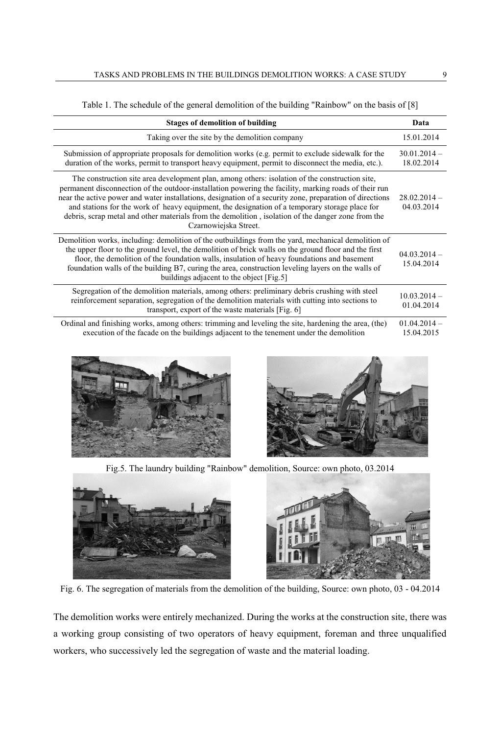Table 1. The schedule of the general demolition of the building "Rainbow" on the basis of [8]

| Stages of demolition of building | Data |
|---|---|
| Taking over the site by the demolition company | 15.01.2014 |
| Submission of appropriate proposals for demolition works (e.g. permit to exclude sidewalk for the duration of the works, permit to transport heavy equipment, permit to disconnect the media, etc.). | 30.01.2014 – 18.02.2014 |
| The construction site area development plan, among others: isolation of the construction site, permanent disconnection of the outdoor-installation powering the facility, marking roads of their run near the active power and water installations, designation of a security zone, preparation of directions and stations for the work of heavy equipment, the designation of a temporary storage place for debris, scrap metal and other materials from the demolition , isolation of the danger zone from the Czarnowiejska Street. | 28.02.2014 – 04.03.2014 |
| Demolition works, including: demolition of the outbuildings from the yard, mechanical demolition of the upper floor to the ground level, the demolition of brick walls on the ground floor and the first floor, the demolition of the foundation walls, insulation of heavy foundations and basement foundation walls of the building B7, curing the area, construction leveling layers on the walls of buildings adjacent to the object [Fig.5] | 04.03.2014 – 15.04.2014 |
| Segregation of the demolition materials, among others: preliminary debris crushing with steel reinforcement separation, segregation of the demolition materials with cutting into sections to transport, export of the waste materials [Fig. 6] | 10.03.2014 – 01.04.2014 |
| Ordinal and finishing works, among others: trimming and leveling the site, hardening the area, (the) execution of the facade on the buildings adjacent to the tenement under the demolition | 01.04.2014 – 15.04.2015 |

Fig.5. The laundry building "Rainbow" demolition, Source: own photo, 03.2014

Fig. 6. The segregation of materials from the demolition of the building, Source: own photo, 03 - 04.2014

The demolition works were entirely mechanized. During the works at the construction site, there was a working group consisting of two operators of heavy equipment, foreman and three unqualified workers, who successively led the segregation of waste and the material loading.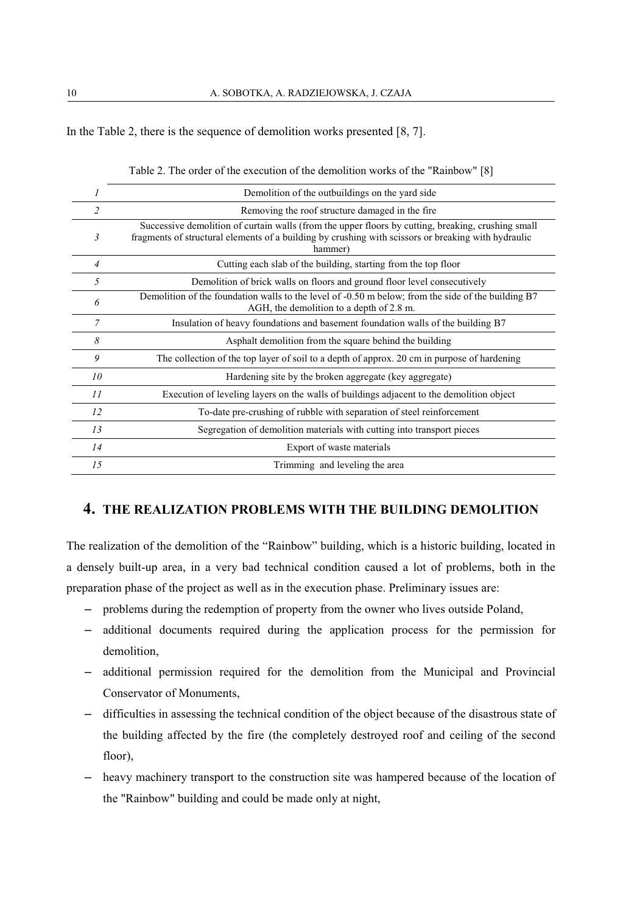In the Table 2, there is the sequence of demolition works presented [8, 7].

Table 2. The order of the execution of the demolition works of the "Rainbow" [8]

| | |
|---|---|
| *1* | Demolition of the outbuildings on the yard side |
| *2* | Removing the roof structure damaged in the fire |
| *3* | Successive demolition of curtain walls (from the upper floors by cutting, breaking, crushing small fragments of structural elements of a building by crushing with scissors or breaking with hydraulic hammer) |
| *4* | Cutting each slab of the building, starting from the top floor |
| *5* | Demolition of brick walls on floors and ground floor level consecutively |
| *6* | Demolition of the foundation walls to the level of -0.50 m below; from the side of the building B7 AGH, the demolition to a depth of 2.8 m. |
| *7* | Insulation of heavy foundations and basement foundation walls of the building B7 |
| *8* | Asphalt demolition from the square behind the building |
| *9* | The collection of the top layer of soil to a depth of approx. 20 cm in purpose of hardening |
| *10* | Hardening site by the broken aggregate (key aggregate) |
| *11* | Execution of leveling layers on the walls of buildings adjacent to the demolition object |
| *12* | To-date pre-crushing of rubble with separation of steel reinforcement |
| *13* | Segregation of demolition materials with cutting into transport pieces |
| *14* | Export of waste materials |
| *15* | Trimming and leveling the area |

## 4. THE REALIZATION PROBLEMS WITH THE BUILDING DEMOLITION

The realization of the demolition of the "Rainbow" building, which is a historic building, located in a densely built-up area, in a very bad technical condition caused a lot of problems, both in the preparation phase of the project as well as in the execution phase. Preliminary issues are:

- problems during the redemption of property from the owner who lives outside Poland,
- additional documents required during the application process for the permission for demolition,
- additional permission required for the demolition from the Municipal and Provincial Conservator of Monuments,
- difficulties in assessing the technical condition of the object because of the disastrous state of the building affected by the fire (the completely destroyed roof and ceiling of the second floor),
- heavy machinery transport to the construction site was hampered because of the location of the "Rainbow" building and could be made only at night,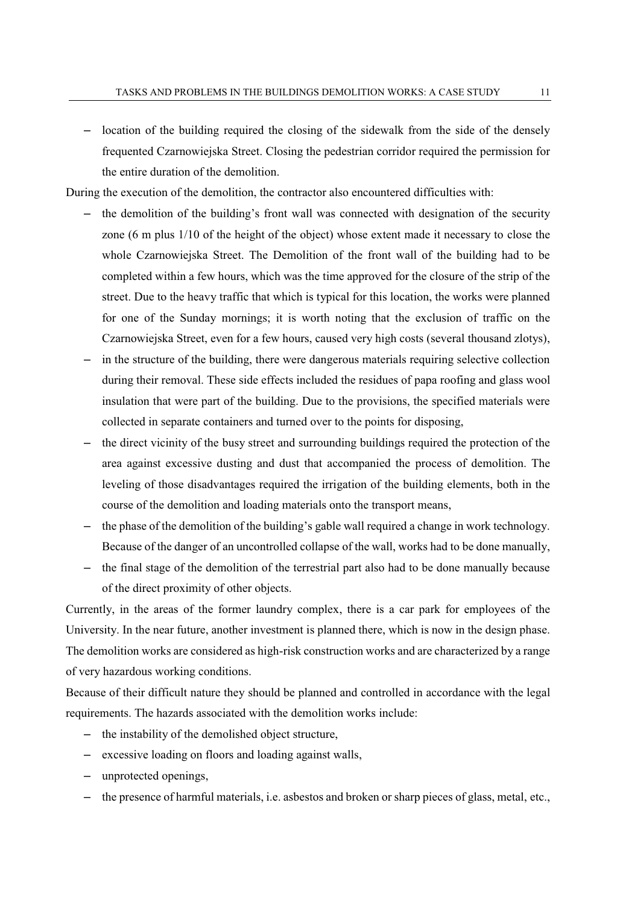- location of the building required the closing of the sidewalk from the side of the densely frequented Czarnowiejska Street. Closing the pedestrian corridor required the permission for the entire duration of the demolition.

During the execution of the demolition, the contractor also encountered difficulties with:

- the demolition of the building's front wall was connected with designation of the security zone (6 m plus 1/10 of the height of the object) whose extent made it necessary to close the whole Czarnowiejska Street. The Demolition of the front wall of the building had to be completed within a few hours, which was the time approved for the closure of the strip of the street. Due to the heavy traffic that which is typical for this location, the works were planned for one of the Sunday mornings; it is worth noting that the exclusion of traffic on the Czarnowiejska Street, even for a few hours, caused very high costs (several thousand zlotys),
- in the structure of the building, there were dangerous materials requiring selective collection during their removal. These side effects included the residues of papa roofing and glass wool insulation that were part of the building. Due to the provisions, the specified materials were collected in separate containers and turned over to the points for disposing,
- the direct vicinity of the busy street and surrounding buildings required the protection of the area against excessive dusting and dust that accompanied the process of demolition. The leveling of those disadvantages required the irrigation of the building elements, both in the course of the demolition and loading materials onto the transport means,
- the phase of the demolition of the building's gable wall required a change in work technology. Because of the danger of an uncontrolled collapse of the wall, works had to be done manually,
- the final stage of the demolition of the terrestrial part also had to be done manually because of the direct proximity of other objects.

Currently, in the areas of the former laundry complex, there is a car park for employees of the University. In the near future, another investment is planned there, which is now in the design phase. The demolition works are considered as high-risk construction works and are characterized by a range of very hazardous working conditions.

Because of their difficult nature they should be planned and controlled in accordance with the legal requirements. The hazards associated with the demolition works include:

- the instability of the demolished object structure,
- excessive loading on floors and loading against walls,
- unprotected openings,
- the presence of harmful materials, i.e. asbestos and broken or sharp pieces of glass, metal, etc.,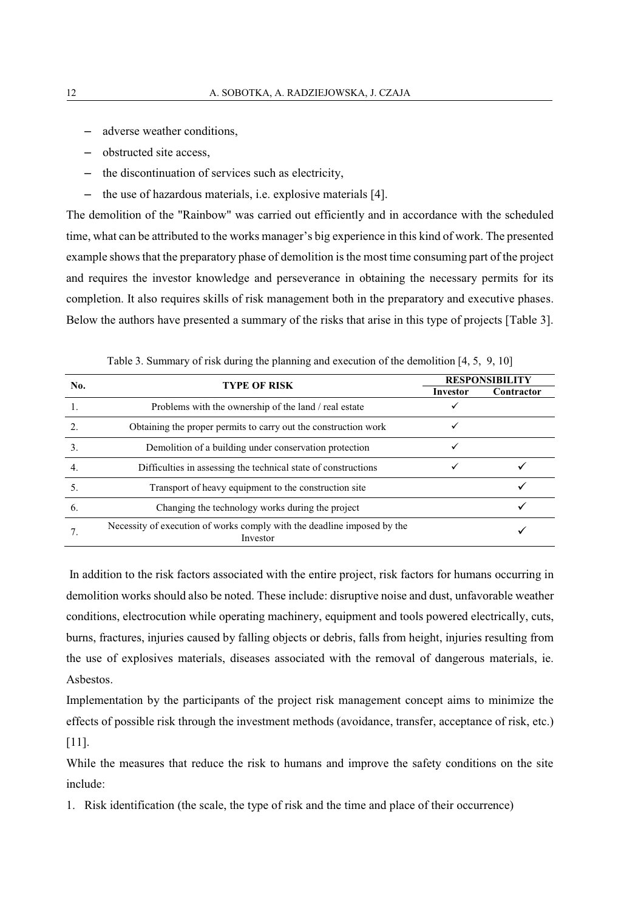- adverse weather conditions,
- obstructed site access,
- the discontinuation of services such as electricity,
- the use of hazardous materials, i.e. explosive materials [4].

The demolition of the "Rainbow" was carried out efficiently and in accordance with the scheduled time, what can be attributed to the works manager's big experience in this kind of work. The presented example shows that the preparatory phase of demolition is the most time consuming part of the project and requires the investor knowledge and perseverance in obtaining the necessary permits for its completion. It also requires skills of risk management both in the preparatory and executive phases. Below the authors have presented a summary of the risks that arise in this type of projects [Table 3].

Table 3. Summary of risk during the planning and execution of the demolition [4, 5, 9, 10]

| No. | TYPE OF RISK | RESPONSIBILITY | |
|---|---|---|---|
| | | Investor | Contractor |
| 1. | Problems with the ownership of the land / real estate | ✓ | |
| 2. | Obtaining the proper permits to carry out the construction work | ✓ | |
| 3. | Demolition of a building under conservation protection | ✓ | |
| 4. | Difficulties in assessing the technical state of constructions | ✓ | ✓ |
| 5. | Transport of heavy equipment to the construction site | | ✓ |
| 6. | Changing the technology works during the project | | ✓ |
| 7. | Necessity of execution of works comply with the deadline imposed by the Investor | | ✓ |

In addition to the risk factors associated with the entire project, risk factors for humans occurring in demolition works should also be noted. These include: disruptive noise and dust, unfavorable weather conditions, electrocution while operating machinery, equipment and tools powered electrically, cuts, burns, fractures, injuries caused by falling objects or debris, falls from height, injuries resulting from the use of explosives materials, diseases associated with the removal of dangerous materials, ie. Asbestos.

Implementation by the participants of the project risk management concept aims to minimize the effects of possible risk through the investment methods (avoidance, transfer, acceptance of risk, etc.) [11].

While the measures that reduce the risk to humans and improve the safety conditions on the site include:

1. Risk identification (the scale, the type of risk and the time and place of their occurrence)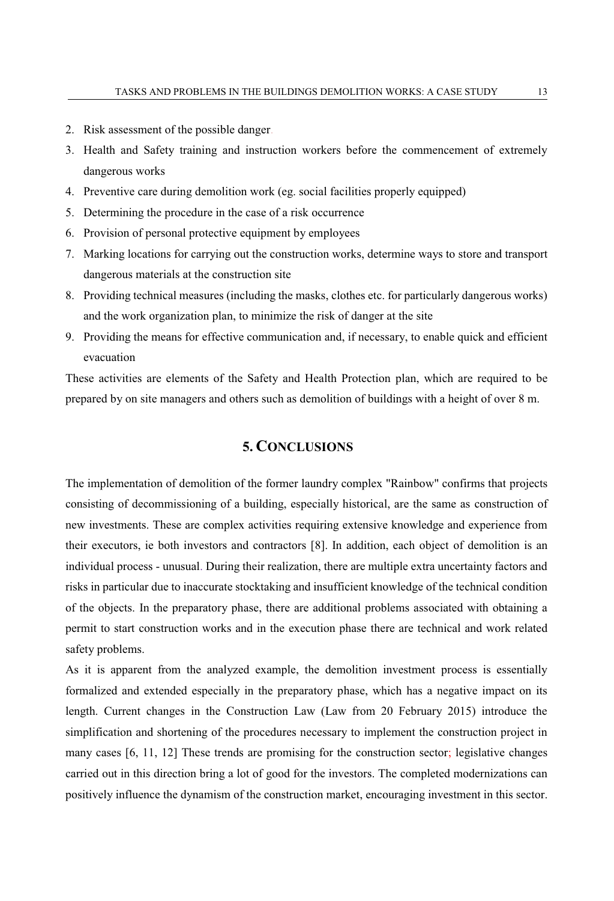2. Risk assessment of the possible danger.
3. Health and Safety training and instruction workers before the commencement of extremely dangerous works
4. Preventive care during demolition work (eg. social facilities properly equipped)
5. Determining the procedure in the case of a risk occurrence
6. Provision of personal protective equipment by employees
7. Marking locations for carrying out the construction works, determine ways to store and transport dangerous materials at the construction site
8. Providing technical measures (including the masks, clothes etc. for particularly dangerous works) and the work organization plan, to minimize the risk of danger at the site
9. Providing the means for effective communication and, if necessary, to enable quick and efficient evacuation

These activities are elements of the Safety and Health Protection plan, which are required to be prepared by on site managers and others such as demolition of buildings with a height of over 8 m.

## 5. CONCLUSIONS

The implementation of demolition of the former laundry complex "Rainbow" confirms that projects consisting of decommissioning of a building, especially historical, are the same as construction of new investments. These are complex activities requiring extensive knowledge and experience from their executors, ie both investors and contractors [8]. In addition, each object of demolition is an individual process - unusual. During their realization, there are multiple extra uncertainty factors and risks in particular due to inaccurate stocktaking and insufficient knowledge of the technical condition of the objects. In the preparatory phase, there are additional problems associated with obtaining a permit to start construction works and in the execution phase there are technical and work related safety problems.

As it is apparent from the analyzed example, the demolition investment process is essentially formalized and extended especially in the preparatory phase, which has a negative impact on its length. Current changes in the Construction Law (Law from 20 February 2015) introduce the simplification and shortening of the procedures necessary to implement the construction project in many cases [6, 11, 12] These trends are promising for the construction sector; legislative changes carried out in this direction bring a lot of good for the investors. The completed modernizations can positively influence the dynamism of the construction market, encouraging investment in this sector.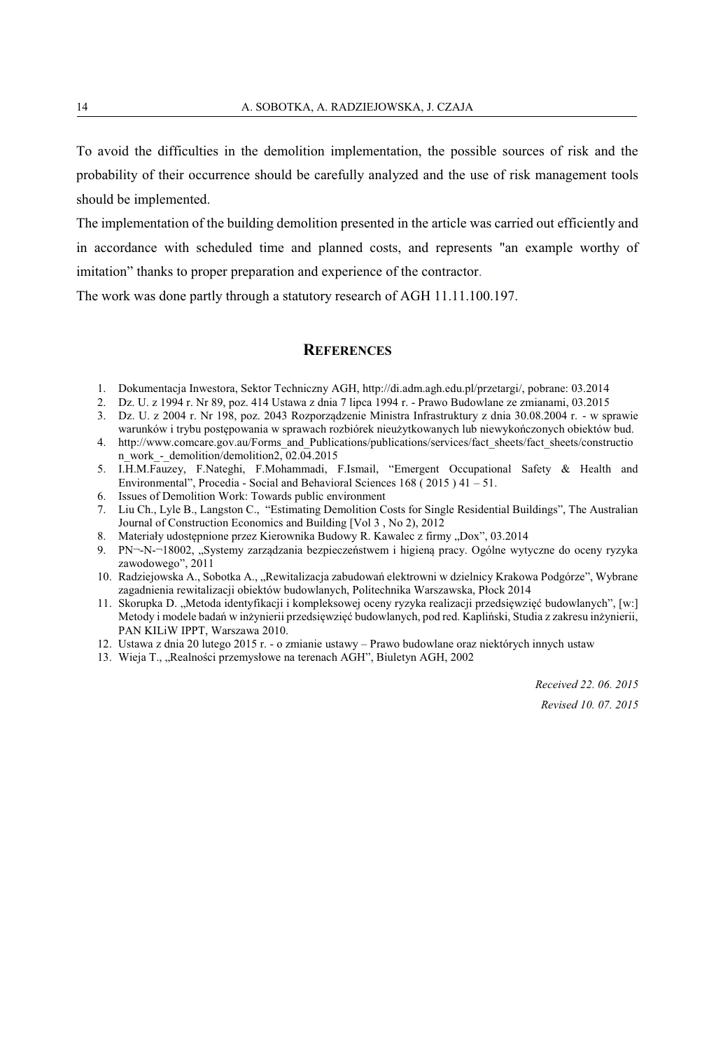To avoid the difficulties in the demolition implementation, the possible sources of risk and the probability of their occurrence should be carefully analyzed and the use of risk management tools should be implemented.

The implementation of the building demolition presented in the article was carried out efficiently and in accordance with scheduled time and planned costs, and represents "an example worthy of imitation" thanks to proper preparation and experience of the contractor.

The work was done partly through a statutory research of AGH 11.11.100.197.

## REFERENCES

1. Dokumentacja Inwestora, Sektor Techniczny AGH, http://di.adm.agh.edu.pl/przetargi/, pobrane: 03.2014
2. Dz. U. z 1994 r. Nr 89, poz. 414 Ustawa z dnia 7 lipca 1994 r. - Prawo Budowlane ze zmianami, 03.2015
3. Dz. U. z 2004 r. Nr 198, poz. 2043 Rozporządzenie Ministra Infrastruktury z dnia 30.08.2004 r. - w sprawie warunków i trybu postępowania w sprawach rozbiórek nieużytkowanych lub niewykończonych obiektów bud.
4. http://www.comcare.gov.au/Forms_and_Publications/publications/services/fact_sheets/fact_sheets/construction_work_-_demolition/demolition2, 02.04.2015
5. I.H.M.Fauzey, F.Nateghi, F.Mohammadi, F.Ismail, "Emergent Occupational Safety & Health and Environmental", Procedia - Social and Behavioral Sciences 168 ( 2015 ) 41 – 51.
6. Issues of Demolition Work: Towards public environment
7. Liu Ch., Lyle B., Langston C., "Estimating Demolition Costs for Single Residential Buildings", The Australian Journal of Construction Economics and Building [Vol 3 , No 2), 2012
8. Materiały udostępnione przez Kierownika Budowy R. Kawalec z firmy „Dox", 03.2014
9. PN¬-N-¬18002, „Systemy zarządzania bezpieczeństwem i higieną pracy. Ogólne wytyczne do oceny ryzyka zawodowego", 2011
10. Radziejowska A., Sobotka A., „Rewitalizacja zabudowań elektrowni w dzielnicy Krakowa Podgórze", Wybrane zagadnienia rewitalizacji obiektów budowlanych, Politechnika Warszawska, Płock 2014
11. Skorupka D. „Metoda identyfikacji i kompleksowej oceny ryzyka realizacji przedsięwzięć budowlanych", [w:] Metody i modele badań w inżynierii przedsięwzięć budowlanych, pod red. Kapliński, Studia z zakresu inżynierii, PAN KILiW IPPT, Warszawa 2010.
12. Ustawa z dnia 20 lutego 2015 r. - o zmianie ustawy – Prawo budowlane oraz niektórych innych ustaw
13. Wieja T., „Realności przemysłowe na terenach AGH", Biuletyn AGH, 2002

*Received 22. 06. 2015*

*Revised 10. 07. 2015*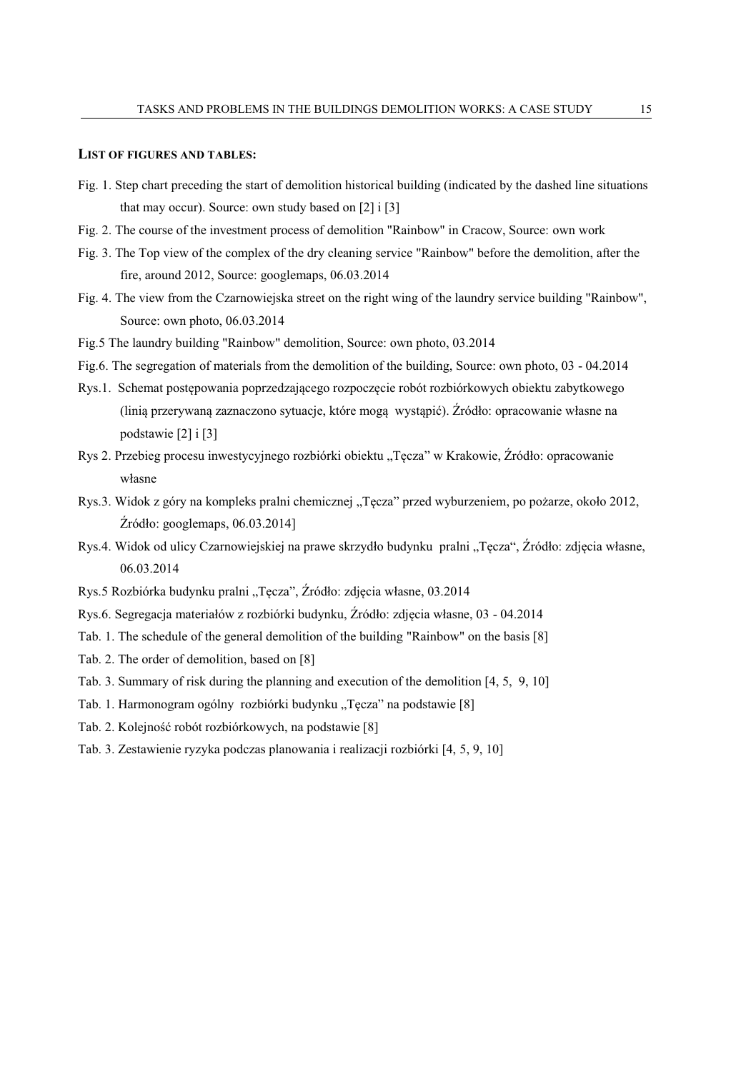## LIST OF FIGURES AND TABLES:

Fig. 1. Step chart preceding the start of demolition historical building (indicated by the dashed line situations that may occur). Source: own study based on [2] i [3]

Fig. 2. The course of the investment process of demolition "Rainbow" in Cracow, Source: own work

Fig. 3. The Top view of the complex of the dry cleaning service "Rainbow" before the demolition, after the fire, around 2012, Source: googlemaps, 06.03.2014

Fig. 4. The view from the Czarnowiejska street on the right wing of the laundry service building "Rainbow", Source: own photo, 06.03.2014

Fig.5 The laundry building "Rainbow" demolition, Source: own photo, 03.2014

Fig.6. The segregation of materials from the demolition of the building, Source: own photo, 03 - 04.2014

Rys.1. Schemat postępowania poprzedzającego rozpoczęcie robót rozbiórkowych obiektu zabytkowego (linią przerywaną zaznaczono sytuacje, które mogą wystąpić). Źródło: opracowanie własne na podstawie [2] i [3]

Rys 2. Przebieg procesu inwestycyjnego rozbiórki obiektu „Tęcza" w Krakowie, Źródło: opracowanie własne

Rys.3. Widok z góry na kompleks pralni chemicznej „Tęcza" przed wyburzeniem, po pożarze, około 2012, Źródło: googlemaps, 06.03.2014]

Rys.4. Widok od ulicy Czarnowiejskiej na prawe skrzydło budynku pralni „Tęcza", Źródło: zdjęcia własne, 06.03.2014

Rys.5 Rozbiórka budynku pralni „Tęcza", Źródło: zdjęcia własne, 03.2014

Rys.6. Segregacja materiałów z rozbiórki budynku, Źródło: zdjęcia własne, 03 - 04.2014

Tab. 1. The schedule of the general demolition of the building "Rainbow" on the basis [8]

Tab. 2. The order of demolition, based on [8]

Tab. 3. Summary of risk during the planning and execution of the demolition [4, 5, 9, 10]

Tab. 1. Harmonogram ogólny rozbiórki budynku „Tęcza" na podstawie [8]

Tab. 2. Kolejność robót rozbiórkowych, na podstawie [8]

Tab. 3. Zestawienie ryzyka podczas planowania i realizacji rozbiórki [4, 5, 9, 10]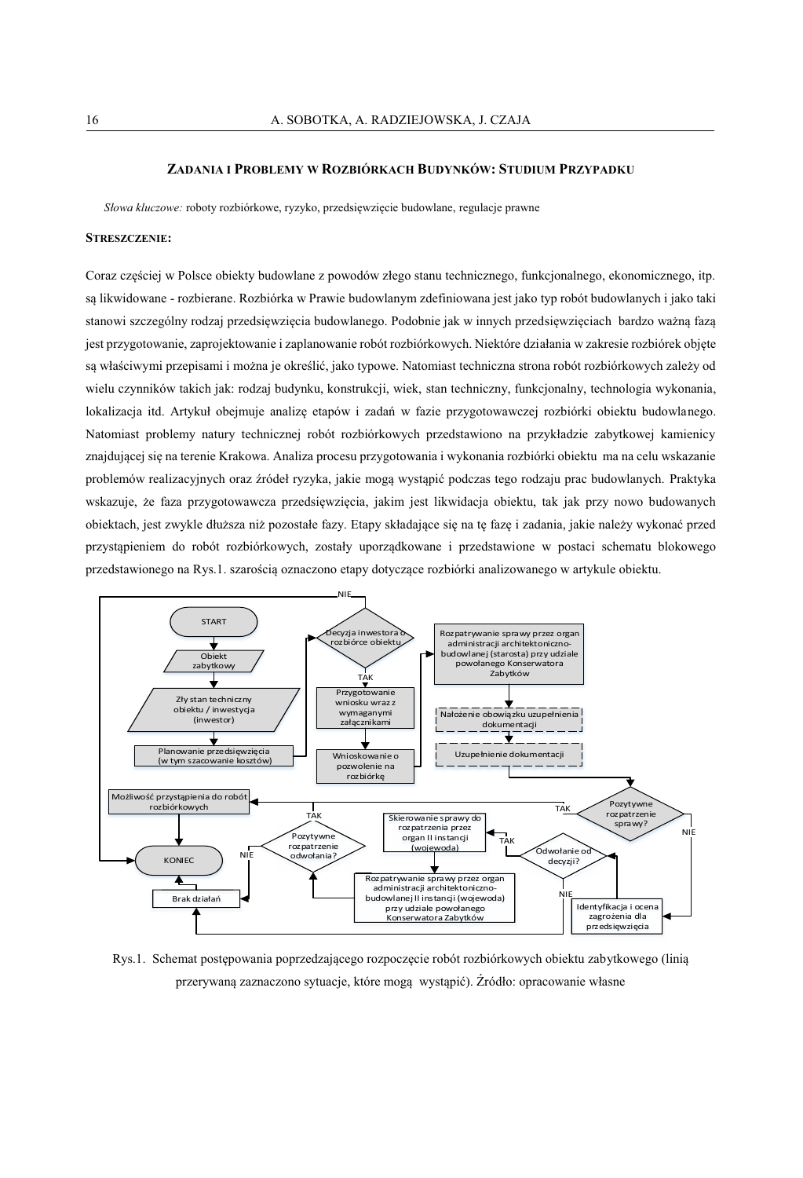## ZADANIA I PROBLEMY W ROZBIÓRKACH BUDYNKÓW: STUDIUM PRZYPADKU

*Słowa kluczowe:* roboty rozbiórkowe, ryzyko, przedsięwzięcie budowlane, regulacje prawne

**STRESZCZENIE:**

Coraz częściej w Polsce obiekty budowlane z powodów złego stanu technicznego, funkcjonalnego, ekonomicznego, itp. są likwidowane - rozbierane. Rozbiórka w Prawie budowlanym zdefiniowana jest jako typ robót budowlanych i jako taki stanowi szczególny rodzaj przedsięwzięcia budowlanego. Podobnie jak w innych przedsięwzięciach bardzo ważną fazą jest przygotowanie, zaprojektowanie i zaplanowanie robót rozbiórkowych. Niektóre działania w zakresie rozbiórek objęte są właściwymi przepisami i można je określić, jako typowe. Natomiast techniczna strona robót rozbiórkowych zależy od wielu czynników takich jak: rodzaj budynku, konstrukcji, wiek, stan techniczny, funkcjonalny, technologia wykonania, lokalizacja itd. Artykuł obejmuje analizę etapów i zadań w fazie przygotowawczej rozbiórki obiektu budowlanego. Natomiast problemy natury technicznej robót rozbiórkowych przedstawiono na przykładzie zabytkowej kamienicy znajdującej się na terenie Krakowa. Analiza procesu przygotowania i wykonania rozbiórki obiektu ma na celu wskazanie problemów realizacyjnych oraz źródeł ryzyka, jakie mogą wystąpić podczas tego rodzaju prac budowlanych. Praktyka wskazuje, że faza przygotowawcza przedsięwzięcia, jakim jest likwidacja obiektu, tak jak przy nowo budowanych obiektach, jest zwykle dłuższa niż pozostałe fazy. Etapy składające się na tę fazę i zadania, jakie należy wykonać przed przystąpieniem do robót rozbiórkowych, zostały uporządkowane i przedstawione w postaci schematu blokowego przedstawionego na Rys.1. szarością oznaczono etapy dotyczące rozbiórki analizowanego w artykule obiektu.

START → Obiekt zabytkowy → Zły stan techniczny obiektu / inwestycja (inwestor) → Planowanie przedsięwzięcia (w tym szacowanie kosztów) → Decyzja inwestora o rozbiórce obiektu (NIE → KONIEC; TAK →) Przygotowanie wniosku wraz z wymaganymi załącznikami → Wnioskowanie o pozwolenie na rozbiórkę → Rozpatrywanie sprawy przez organ administracji architektoniczno-budowlanej (starosta) przy udziale powołanego Konserwatora Zabytków → Nałożenie obowiązku uzupełnienia dokumentacji → Uzupełnienie dokumentacji → Pozytywne rozpatrzenie sprawy? (TAK → Możliwość przystąpienia do robót rozbiórkowych → KONIEC; NIE → Identyfikacja i ocena zagrożenia dla przedsięwzięcia) → Odwołanie od decyzji? (NIE → Brak działań → KONIEC; TAK → Skierowanie sprawy do rozpatrzenia przez organ II instancji (wojewoda)) → Rozpatrywanie sprawy przez organ administracji architektoniczno-budowlanej II instancji (wojewoda) przy udziale powołanego Konserwatora Zabytków → Pozytywne rozpatrzenie odwołania? (TAK → Możliwość przystąpienia do robót rozbiórkowych; NIE → Brak działań)

Rys.1. Schemat postępowania poprzedzającego rozpoczęcie robót rozbiórkowych obiektu zabytkowego (linią przerywaną zaznaczono sytuacje, które mogą wystąpić). Źródło: opracowanie własne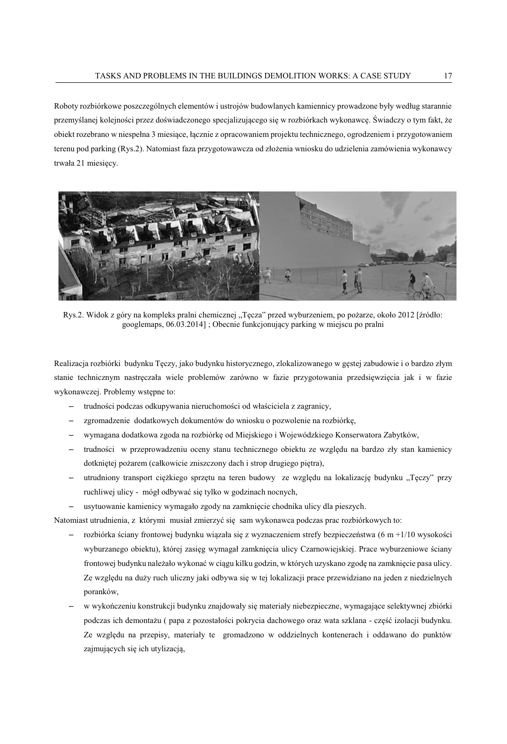Roboty rozbiórkowe poszczególnych elementów i ustrojów budowlanych kamiennicy prowadzone były według starannie przemyślanej kolejności przez doświadczonego specjalizującego się w rozbiórkach wykonawcę. Świadczy o tym fakt, że obiekt rozebrano w niespełna 3 miesiące, łącznie z opracowaniem projektu technicznego, ogrodzeniem i przygotowaniem terenu pod parking (Rys.2). Natomiast faza przygotowawcza od złożenia wniosku do udzielenia zamówienia wykonawcy trwała 21 miesięcy.

Rys.2. Widok z góry na kompleks pralni chemicznej „Tęcza" przed wyburzeniem, po pożarze, około 2012 [źródło: googlemaps, 06.03.2014] ; Obecnie funkcjonujący parking w miejscu po pralni

Realizacja rozbiórki budynku Tęczy, jako budynku historycznego, zlokalizowanego w gęstej zabudowie i o bardzo złym stanie technicznym nastręczała wiele problemów zarówno w fazie przygotowania przedsięwzięcia jak i w fazie wykonawczej. Problemy wstępne to:

- trudności podczas odkupywania nieruchomości od właściciela z zagranicy,
- zgromadzenie dodatkowych dokumentów do wniosku o pozwolenie na rozbiórkę,
- wymagana dodatkowa zgoda na rozbiórkę od Miejskiego i Wojewódzkiego Konserwatora Zabytków,
- trudności w przeprowadzeniu oceny stanu technicznego obiektu ze względu na bardzo zły stan kamienicy dotkniętej pożarem (całkowicie zniszczony dach i strop drugiego piętra),
- utrudniony transport ciężkiego sprzętu na teren budowy ze względu na lokalizację budynku „Tęczy" przy ruchliwej ulicy - mógł odbywać się tylko w godzinach nocnych,
- usytuowanie kamienicy wymagało zgody na zamknięcie chodnika ulicy dla pieszych.

Natomiast utrudnienia, z którymi musiał zmierzyć się sam wykonawca podczas prac rozbiórkowych to:

- rozbiórka ściany frontowej budynku wiązała się z wyznaczeniem strefy bezpieczeństwa (6 m +1/10 wysokości wyburzanego obiektu), której zasięg wymagał zamknięcia ulicy Czarnowiejskiej. Prace wyburzeniowe ściany frontowej budynku należało wykonać w ciągu kilku godzin, w których uzyskano zgodę na zamknięcie pasa ulicy. Ze względu na duży ruch uliczny jaki odbywa się w tej lokalizacji prace przewidziano na jeden z niedzielnych poranków,
- w wykończeniu konstrukcji budynku znajdowały się materiały niebezpieczne, wymagające selektywnej zbiórki podczas ich demontażu ( papa z pozostałości pokrycia dachowego oraz wata szklana - część izolacji budynku. Ze względu na przepisy, materiały te gromadzono w oddzielnych kontenerach i oddawano do punktów zajmujących się ich utylizacją,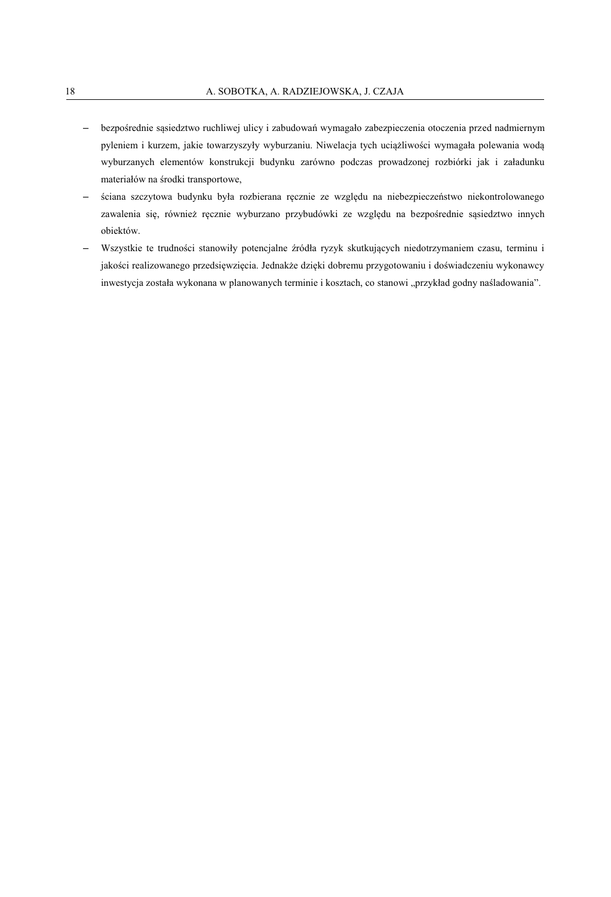- bezpośrednie sąsiedztwo ruchliwej ulicy i zabudowań wymagało zabezpieczenia otoczenia przed nadmiernym pyleniem i kurzem, jakie towarzyszyły wyburzaniu. Niwelacja tych uciążliwości wymagała polewania wodą wyburzanych elementów konstrukcji budynku zarówno podczas prowadzonej rozbiórki jak i załadunku materiałów na środki transportowe,
- ściana szczytowa budynku była rozbierana ręcznie ze względu na niebezpieczeństwo niekontrolowanego zawalenia się, również ręcznie wyburzano przybudówki ze względu na bezpośrednie sąsiedztwo innych obiektów.
- Wszystkie te trudności stanowiły potencjalne źródła ryzyk skutkujących niedotrzymaniem czasu, terminu i jakości realizowanego przedsięwzięcia. Jednakże dzięki dobremu przygotowaniu i doświadczeniu wykonawcy inwestycja została wykonana w planowanych terminie i kosztach, co stanowi „przykład godny naśladowania".